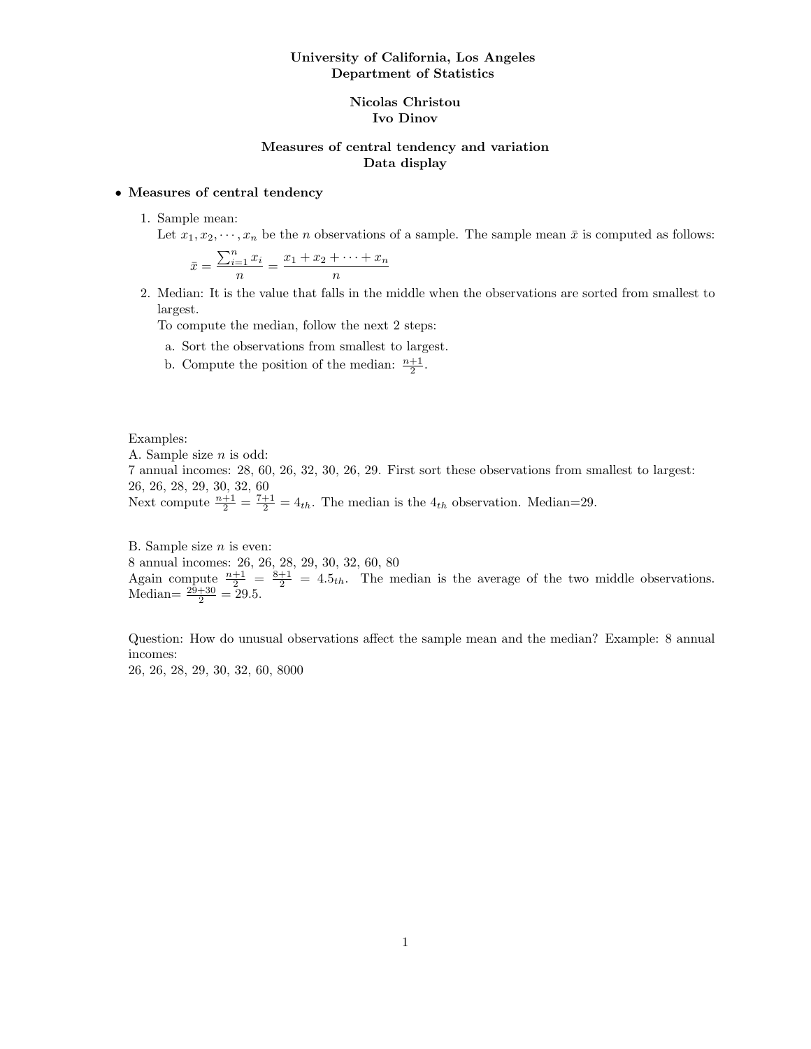**University of California, Los Angeles**
**Department of Statistics**

**Nicolas Christou**
**Ivo Dinov**

**Measures of central tendency and variation**
**Data display**

- **Measures of central tendency**

1. Sample mean:
   Let $x_1, x_2, \cdots, x_n$ be the $n$ observations of a sample. The sample mean $\bar{x}$ is computed as follows:

$$\bar{x} = \frac{\sum_{i=1}^{n} x_i}{n} = \frac{x_1 + x_2 + \cdots + x_n}{n}$$

2. Median: It is the value that falls in the middle when the observations are sorted from smallest to largest.
   To compute the median, follow the next 2 steps:
   a. Sort the observations from smallest to largest.
   b. Compute the position of the median: $\frac{n+1}{2}$.

Examples:
A. Sample size $n$ is odd:
7 annual incomes: 28, 60, 26, 32, 30, 26, 29. First sort these observations from smallest to largest:
26, 26, 28, 29, 30, 32, 60
Next compute $\frac{n+1}{2} = \frac{7+1}{2} = 4_{th}$. The median is the $4_{th}$ observation. Median=29.

B. Sample size $n$ is even:
8 annual incomes: 26, 26, 28, 29, 30, 32, 60, 80
Again compute $\frac{n+1}{2} = \frac{8+1}{2} = 4.5_{th}$. The median is the average of the two middle observations. Median$= \frac{29+30}{2} = 29.5$.

Question: How do unusual observations affect the sample mean and the median? Example: 8 annual incomes:
26, 26, 28, 29, 30, 32, 60, 8000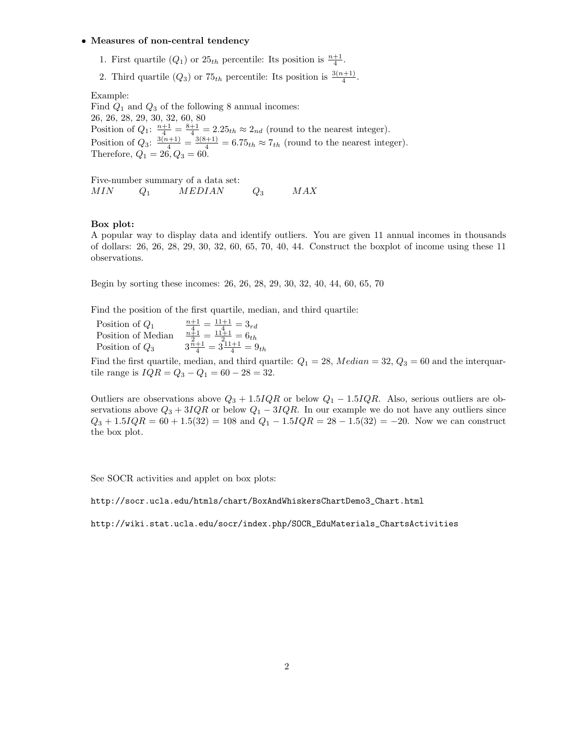- **Measures of non-central tendency**

  1. First quartile ($Q_1$) or $25_{th}$ percentile: Its position is $\frac{n+1}{4}$.
  2. Third quartile ($Q_3$) or $75_{th}$ percentile: Its position is $\frac{3(n+1)}{4}$.

  Example:
  Find $Q_1$ and $Q_3$ of the following 8 annual incomes:
  26, 26, 28, 29, 30, 32, 60, 80
  Position of $Q_1$: $\frac{n+1}{4} = \frac{8+1}{4} = 2.25_{th} \approx 2_{nd}$ (round to the nearest integer).
  Position of $Q_3$: $\frac{3(n+1)}{4} = \frac{3(8+1)}{4} = 6.75_{th} \approx 7_{th}$ (round to the nearest integer).
  Therefore, $Q_1 = 26, Q_3 = 60$.

  Five-number summary of a data set:
  $MIN \quad Q_1 \quad MEDIAN \quad Q_3 \quad MAX$

  **Box plot:**
  A popular way to display data and identify outliers. You are given 11 annual incomes in thousands of dollars: 26, 26, 28, 29, 30, 32, 60, 65, 70, 40, 44. Construct the boxplot of income using these 11 observations.

  Begin by sorting these incomes: 26, 26, 28, 29, 30, 32, 40, 44, 60, 65, 70

  Find the position of the first quartile, median, and third quartile:

  | | |
  |---|---|
  | Position of $Q_1$ | $\frac{n+1}{4} = \frac{11+1}{4} = 3_{rd}$ |
  | Position of Median | $\frac{n+1}{2} = \frac{11+1}{2} = 6_{th}$ |
  | Position of $Q_3$ | $3\frac{n+1}{4} = 3\frac{11+1}{4} = 9_{th}$ |

  Find the first quartile, median, and third quartile: $Q_1 = 28$, $Median = 32$, $Q_3 = 60$ and the interquartile range is $IQR = Q_3 - Q_1 = 60 - 28 = 32$.

  Outliers are observations above $Q_3 + 1.5IQR$ or below $Q_1 - 1.5IQR$. Also, serious outliers are observations above $Q_3 + 3IQR$ or below $Q_1 - 3IQR$. In our example we do not have any outliers since $Q_3 + 1.5IQR = 60 + 1.5(32) = 108$ and $Q_1 - 1.5IQR = 28 - 1.5(32) = -20$. Now we can construct the box plot.

  See SOCR activities and applet on box plots:

  http://socr.ucla.edu/htmls/chart/BoxAndWhiskersChartDemo3_Chart.html

  http://wiki.stat.ucla.edu/socr/index.php/SOCR_EduMaterials_ChartsActivities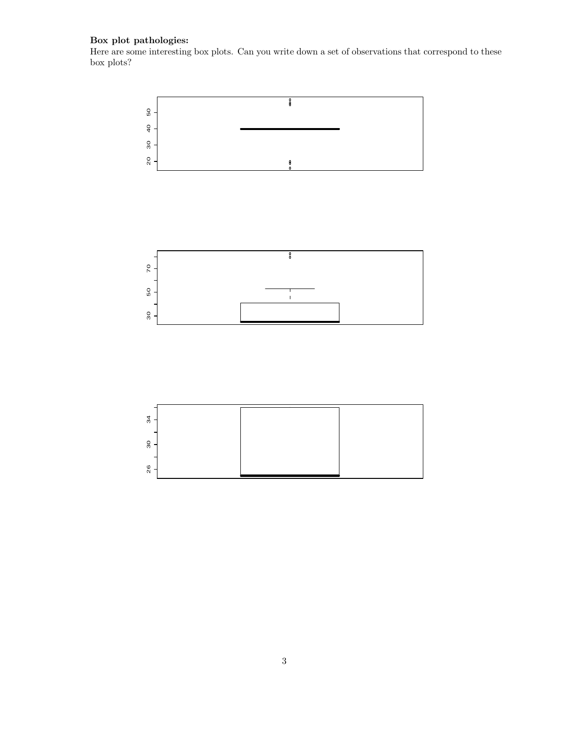**Box plot pathologies:**
Here are some interesting box plots. Can you write down a set of observations that correspond to these box plots?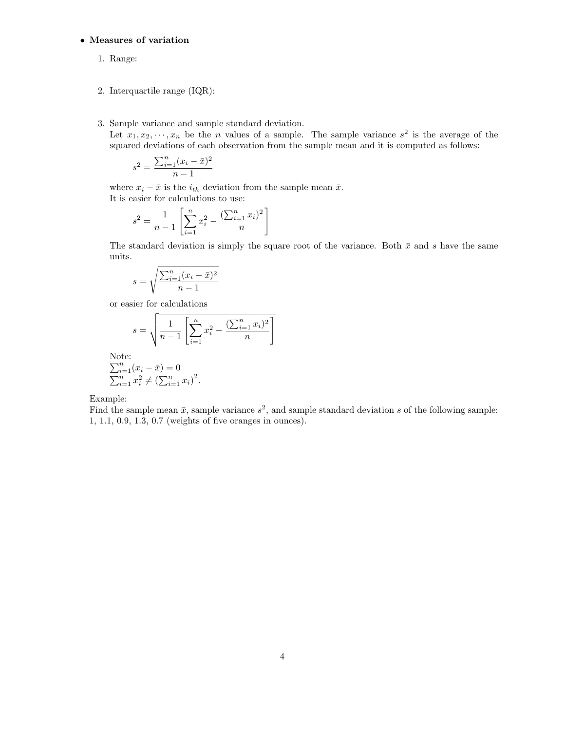- **Measures of variation**

  1. Range:

  2. Interquartile range (IQR):

  3. Sample variance and sample standard deviation.
     Let $x_1, x_2, \cdots, x_n$ be the $n$ values of a sample. The sample variance $s^2$ is the average of the squared deviations of each observation from the sample mean and it is computed as follows:

     $$s^2 = \frac{\sum_{i=1}^{n}(x_i - \bar{x})^2}{n-1}$$

     where $x_i - \bar{x}$ is the $i_{th}$ deviation from the sample mean $\bar{x}$.
     It is easier for calculations to use:

     $$s^2 = \frac{1}{n-1}\left[\sum_{i=1}^{n} x_i^2 - \frac{(\sum_{i=1}^{n} x_i)^2}{n}\right]$$

     The standard deviation is simply the square root of the variance. Both $\bar{x}$ and $s$ have the same units.

     $$s = \sqrt{\frac{\sum_{i=1}^{n}(x_i - \bar{x})^2}{n-1}}$$

     or easier for calculations

     $$s = \sqrt{\frac{1}{n-1}\left[\sum_{i=1}^{n} x_i^2 - \frac{(\sum_{i=1}^{n} x_i)^2}{n}\right]}$$

     Note:
     $\sum_{i=1}^{n}(x_i - \bar{x}) = 0$
     $\sum_{i=1}^{n} x_i^2 \neq (\sum_{i=1}^{n} x_i)^2$.

Example:
Find the sample mean $\bar{x}$, sample variance $s^2$, and sample standard deviation $s$ of the following sample: 1, 1.1, 0.9, 1.3, 0.7 (weights of five oranges in ounces).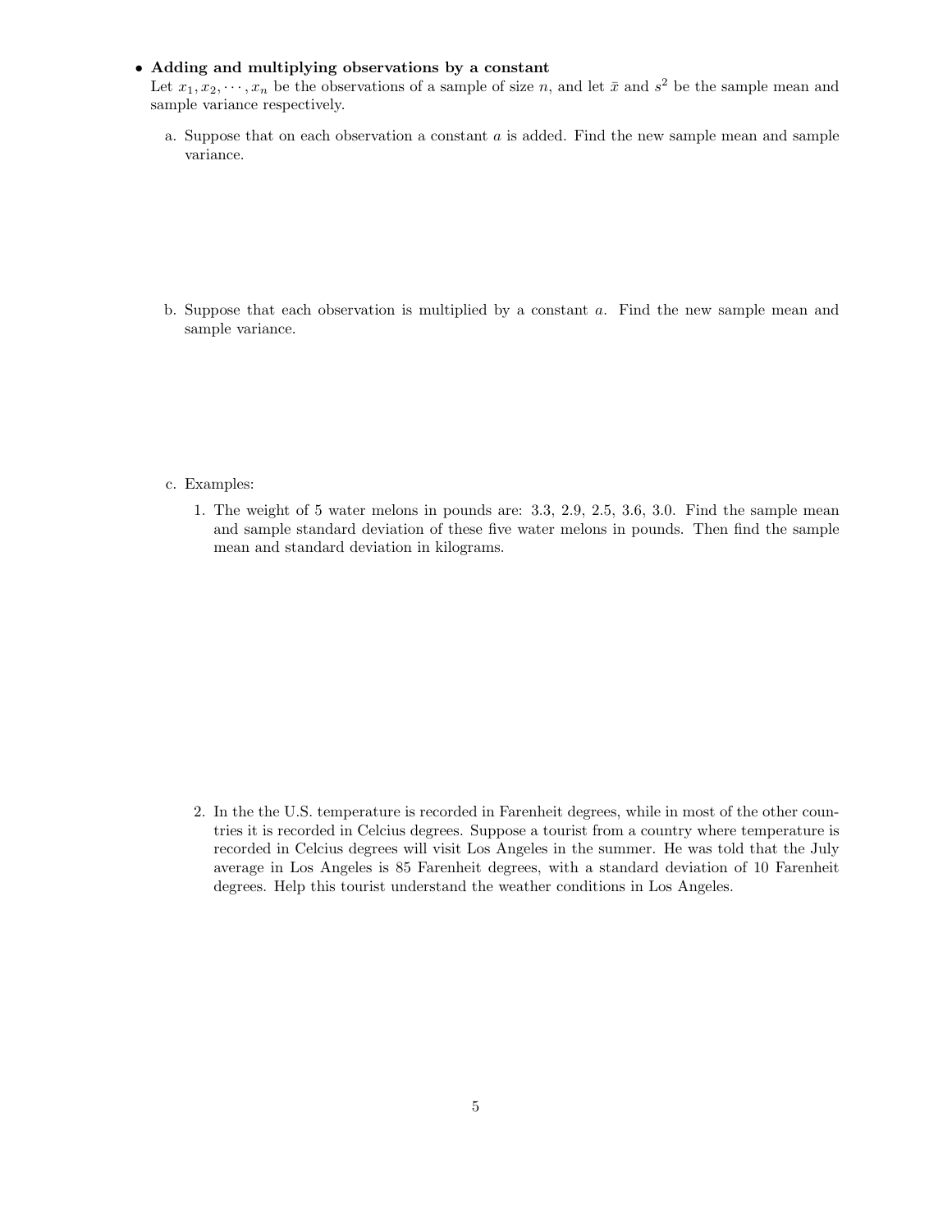- **Adding and multiplying observations by a constant**

  Let $x_1, x_2, \cdots, x_n$ be the observations of a sample of size $n$, and let $\bar{x}$ and $s^2$ be the sample mean and sample variance respectively.

  a. Suppose that on each observation a constant $a$ is added. Find the new sample mean and sample variance.

  b. Suppose that each observation is multiplied by a constant $a$. Find the new sample mean and sample variance.

  c. Examples:

     1. The weight of 5 water melons in pounds are: 3.3, 2.9, 2.5, 3.6, 3.0. Find the sample mean and sample standard deviation of these five water melons in pounds. Then find the sample mean and standard deviation in kilograms.

     2. In the the U.S. temperature is recorded in Farenheit degrees, while in most of the other countries it is recorded in Celcius degrees. Suppose a tourist from a country where temperature is recorded in Celcius degrees will visit Los Angeles in the summer. He was told that the July average in Los Angeles is 85 Farenheit degrees, with a standard deviation of 10 Farenheit degrees. Help this tourist understand the weather conditions in Los Angeles.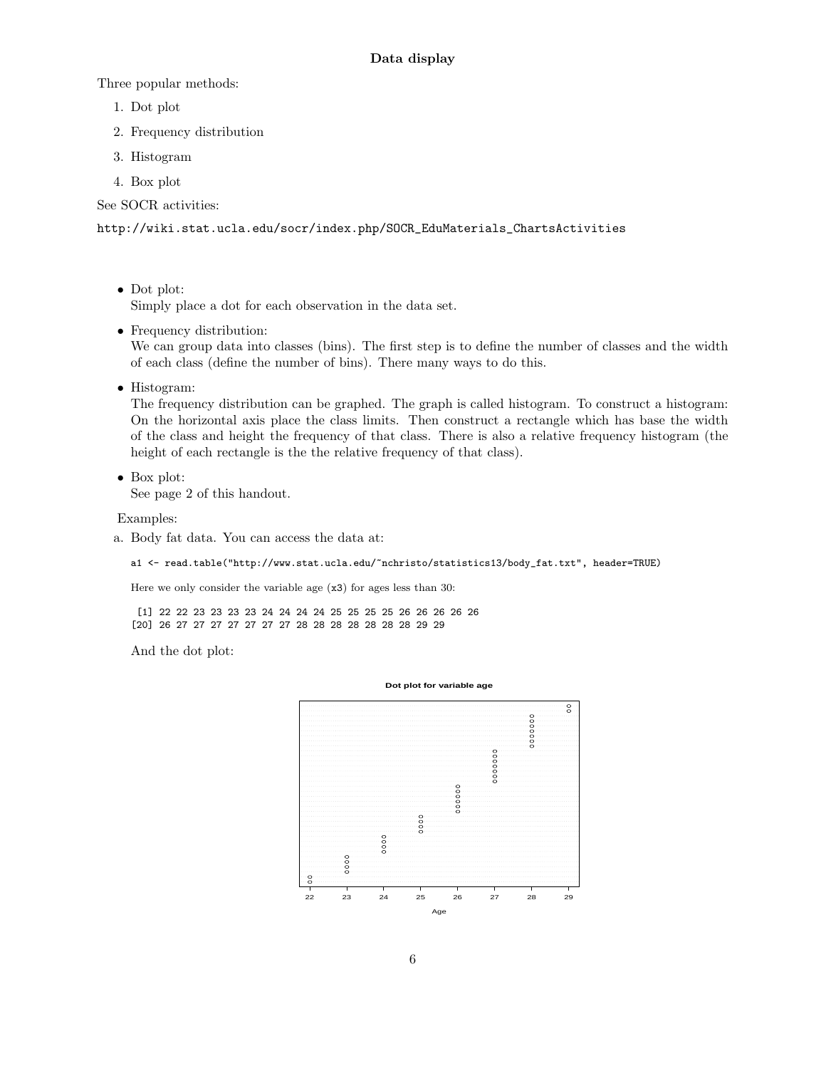**Data display**

Three popular methods:

1. Dot plot
2. Frequency distribution
3. Histogram
4. Box plot

See SOCR activities:

http://wiki.stat.ucla.edu/socr/index.php/SOCR_EduMaterials_ChartsActivities

- Dot plot:
  Simply place a dot for each observation in the data set.
- Frequency distribution:
  We can group data into classes (bins). The first step is to define the number of classes and the width of each class (define the number of bins). There many ways to do this.
- Histogram:
  The frequency distribution can be graphed. The graph is called histogram. To construct a histogram: On the horizontal axis place the class limits. Then construct a rectangle which has base the width of the class and height the frequency of that class. There is also a relative frequency histogram (the height of each rectangle is the the relative frequency of that class).
- Box plot:
  See page 2 of this handout.

Examples:

a. Body fat data. You can access the data at:

```
a1 <- read.table("http://www.stat.ucla.edu/~nchristo/statistics13/body_fat.txt", header=TRUE)
```

Here we only consider the variable age (x3) for ages less than 30:

```
 [1] 22 22 23 23 23 23 24 24 24 24 25 25 25 25 26 26 26 26 26
[20] 26 27 27 27 27 27 27 27 28 28 28 28 28 28 28 29 29
```

And the dot plot:

Dot plot for variable age

22 23 24 25 26 27 28 29

Age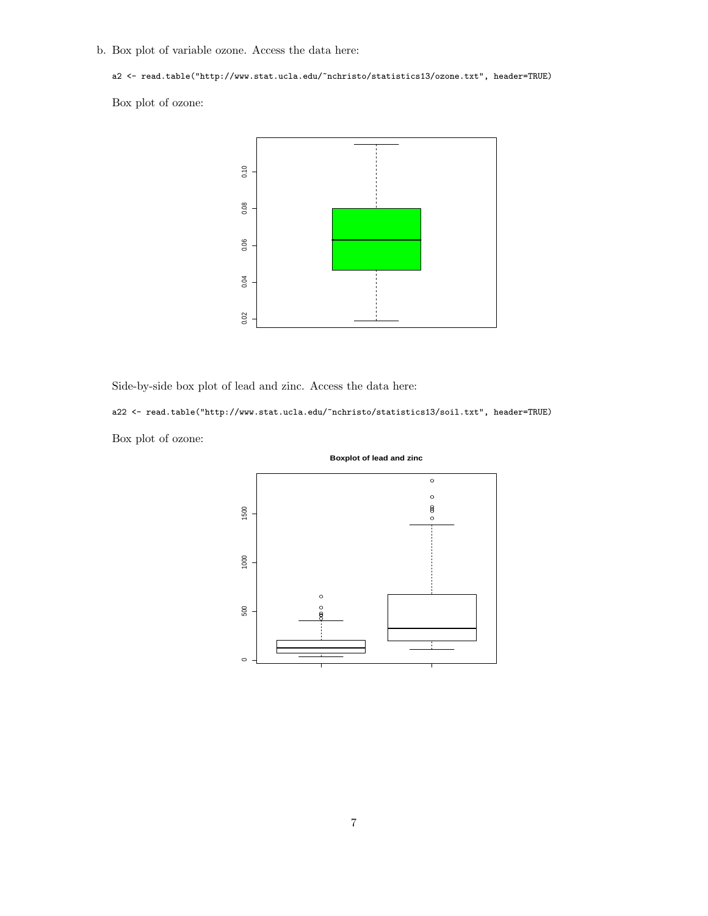b. Box plot of variable ozone. Access the data here:

```
a2 <- read.table("http://www.stat.ucla.edu/~nchristo/statistics13/ozone.txt", header=TRUE)
```

Box plot of ozone:

Side-by-side box plot of lead and zinc. Access the data here:

```
a22 <- read.table("http://www.stat.ucla.edu/~nchristo/statistics13/soil.txt", header=TRUE)
```

Box plot of ozone: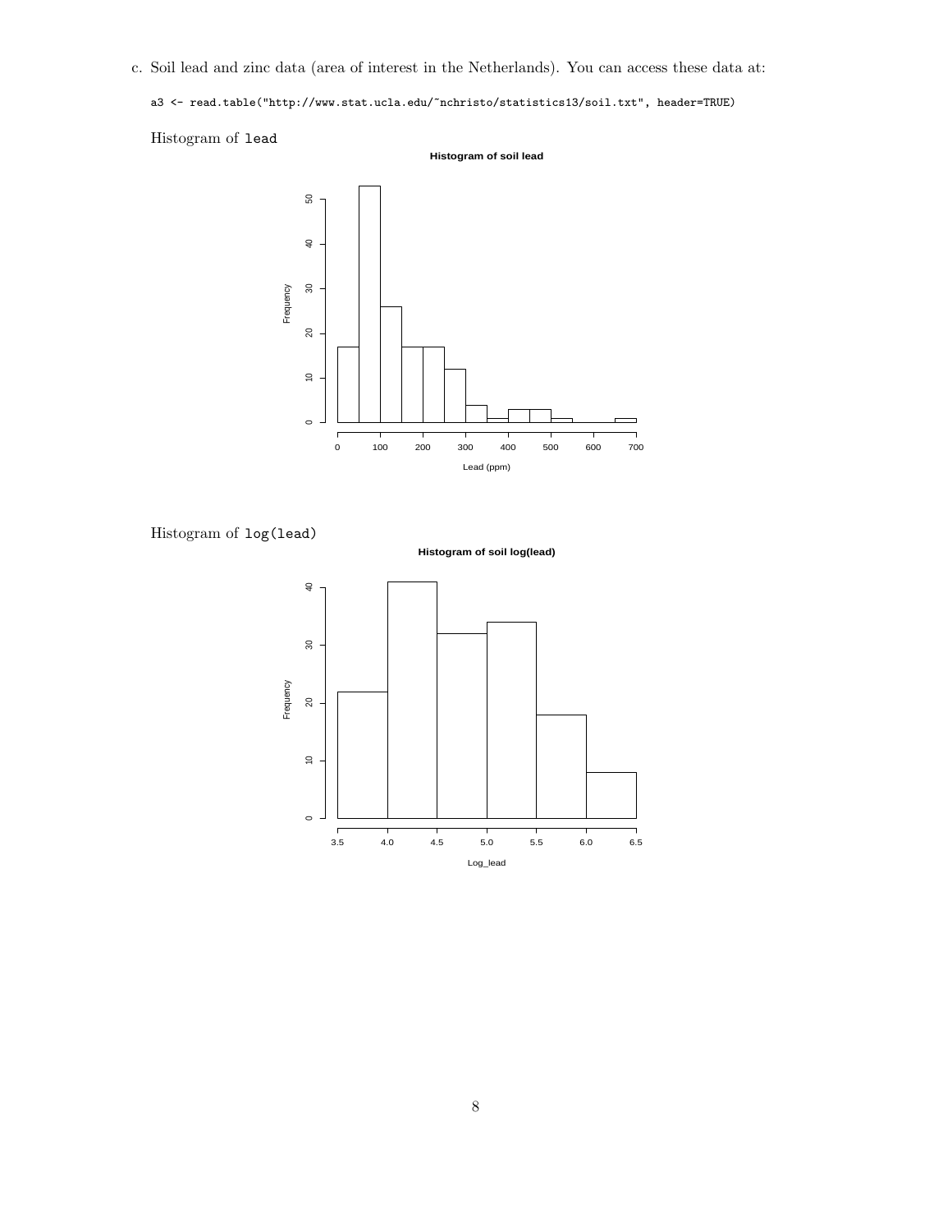c. Soil lead and zinc data (area of interest in the Netherlands). You can access these data at:

```
a3 <- read.table("http://www.stat.ucla.edu/~nchristo/statistics13/soil.txt", header=TRUE)
```

Histogram of `lead`

Histogram of soil lead

Frequency

0
10
20
30
40
50

0 100 200 300 400 500 600 700

Lead (ppm)

Histogram of `log(lead)`

Histogram of soil log(lead)

Frequency

0
10
20
30
40

3.5 4.0 4.5 5.0 5.5 6.0 6.5

Log_lead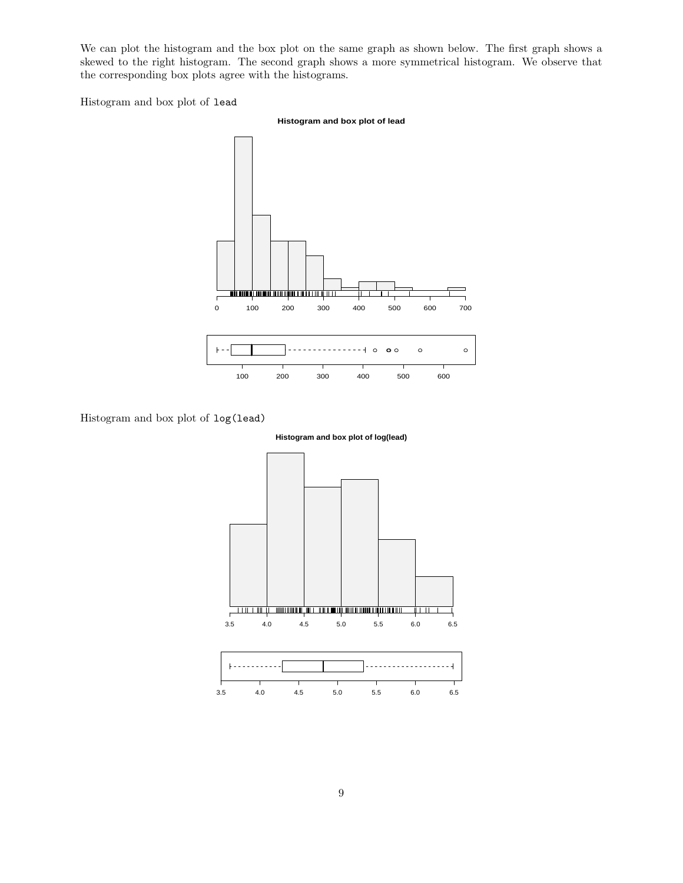We can plot the histogram and the box plot on the same graph as shown below. The first graph shows a skewed to the right histogram. The second graph shows a more symmetrical histogram. We observe that the corresponding box plots agree with the histograms.

Histogram and box plot of `lead`

**Histogram and box plot of lead**

0 100 200 300 400 500 600 700

100 200 300 400 500 600

Histogram and box plot of `log(lead)`

**Histogram and box plot of log(lead)**

3.5 4.0 4.5 5.0 5.5 6.0 6.5

3.5 4.0 4.5 5.0 5.5 6.0 6.5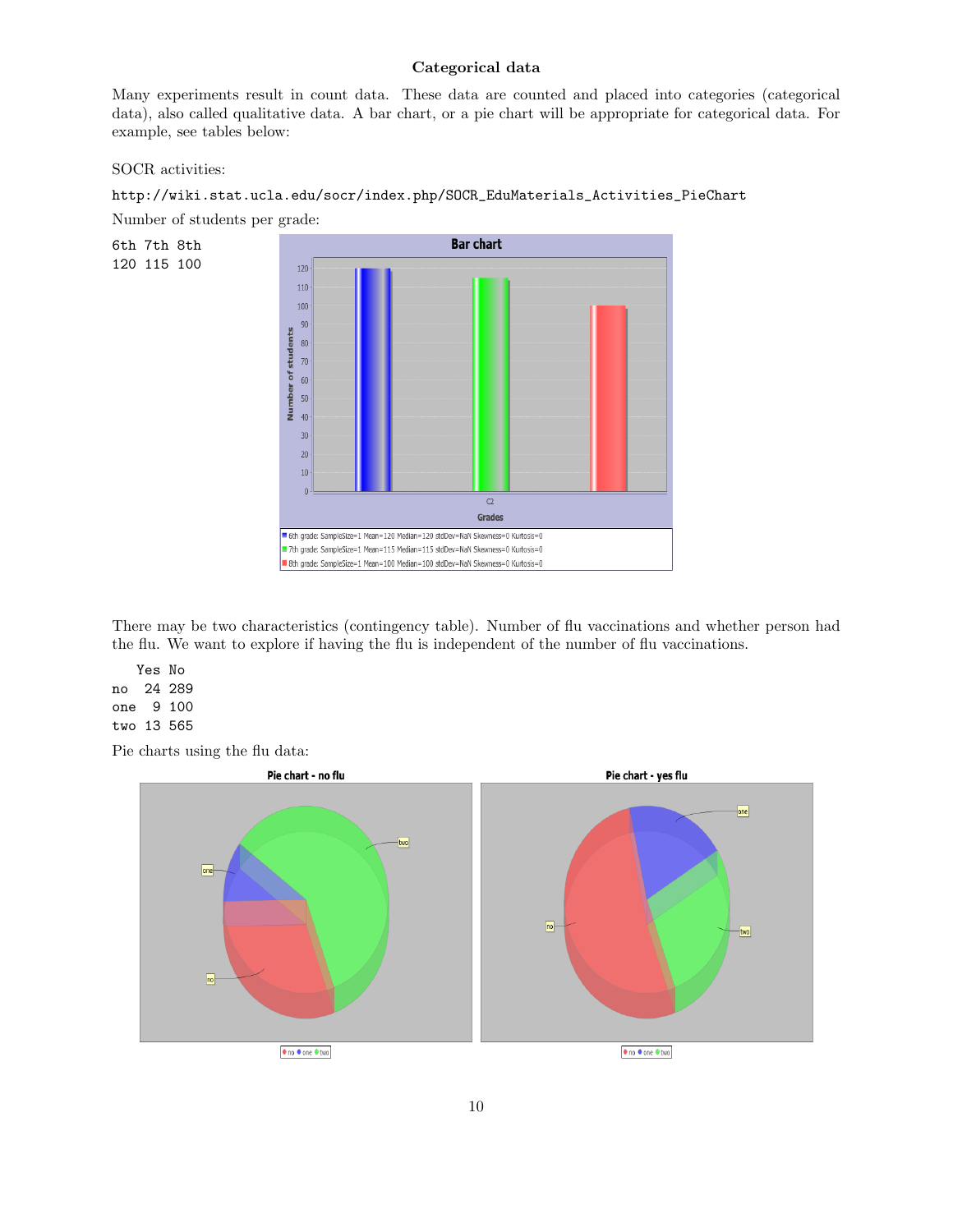**Categorical data**

Many experiments result in count data. These data are counted and placed into categories (categorical data), also called qualitative data. A bar chart, or a pie chart will be appropriate for categorical data. For example, see tables below:

SOCR activities:

```
http://wiki.stat.ucla.edu/socr/index.php/SOCR_EduMaterials_Activities_PieChart
```

Number of students per grade:

```
6th 7th 8th
120 115 100
```

Bar chart

Number of students

0 10 20 30 40 50 60 70 80 90 100 110 120

C2

Grades

6th grade: SampleSize=1 Mean=120 Median=120 stdDev=NaN Skewness=0 Kurtosis=0

7th grade: SampleSize=1 Mean=115 Median=115 stdDev=NaN Skewness=0 Kurtosis=0

8th grade: SampleSize=1 Mean=100 Median=100 stdDev=NaN Skewness=0 Kurtosis=0

There may be two characteristics (contingency table). Number of flu vaccinations and whether person had the flu. We want to explore if having the flu is independent of the number of flu vaccinations.

```
   Yes  No
no   24 289
one   9 100
two  13 565
```

Pie charts using the flu data:

Pie chart - no flu

one

two

no

no one two

Pie chart - yes flu

one

no

two

no one two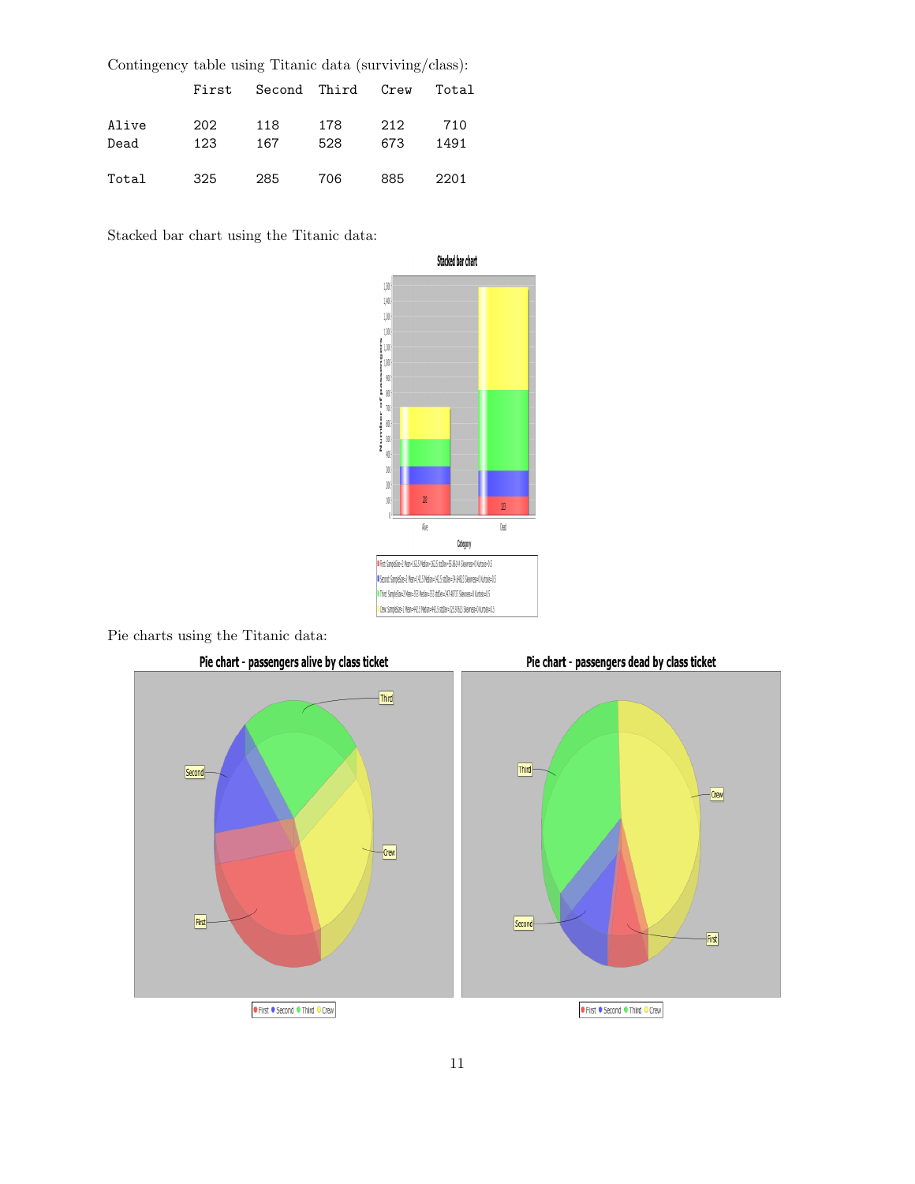Contingency table using Titanic data (surviving/class):

| | First | Second | Third | Crew | Total |
|---|---|---|---|---|---|
| Alive | 202 | 118 | 178 | 212 | 710 |
| Dead | 123 | 167 | 528 | 673 | 1491 |
| Total | 325 | 285 | 706 | 885 | 2201 |

Stacked bar chart using the Titanic data:

Stacked bar chart

Number of passengers

0
100
200
300
400
500
600
700
800
900
1,000
1,100
1,200
1,300
1,400
1,500

202
123

Alive
Dead

Category

Pie charts using the Titanic data:

Pie chart - passengers alive by class ticket

Third
Second
Crew
First

First Second Third Crew

Pie chart - passengers dead by class ticket

Third
Crew
Second
First

First Second Third Crew